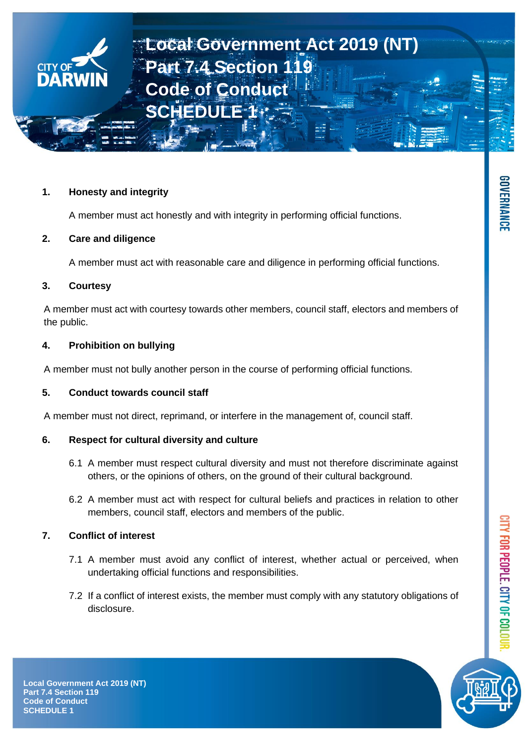# Local Government Act 2019 (NT)
# Part 7.4 Section 119
# Code of Conduct
# SCHEDULE 1

**1. Honesty and integrity**

A member must act honestly and with integrity in performing official functions.

**2. Care and diligence**

A member must act with reasonable care and diligence in performing official functions.

**3. Courtesy**

A member must act with courtesy towards other members, council staff, electors and members of the public.

**4. Prohibition on bullying**

A member must not bully another person in the course of performing official functions.

**5. Conduct towards council staff**

A member must not direct, reprimand, or interfere in the management of, council staff.

**6. Respect for cultural diversity and culture**

6.1 A member must respect cultural diversity and must not therefore discriminate against others, or the opinions of others, on the ground of their cultural background.

6.2 A member must act with respect for cultural beliefs and practices in relation to other members, council staff, electors and members of the public.

**7. Conflict of interest**

7.1 A member must avoid any conflict of interest, whether actual or perceived, when undertaking official functions and responsibilities.

7.2 If a conflict of interest exists, the member must comply with any statutory obligations of disclosure.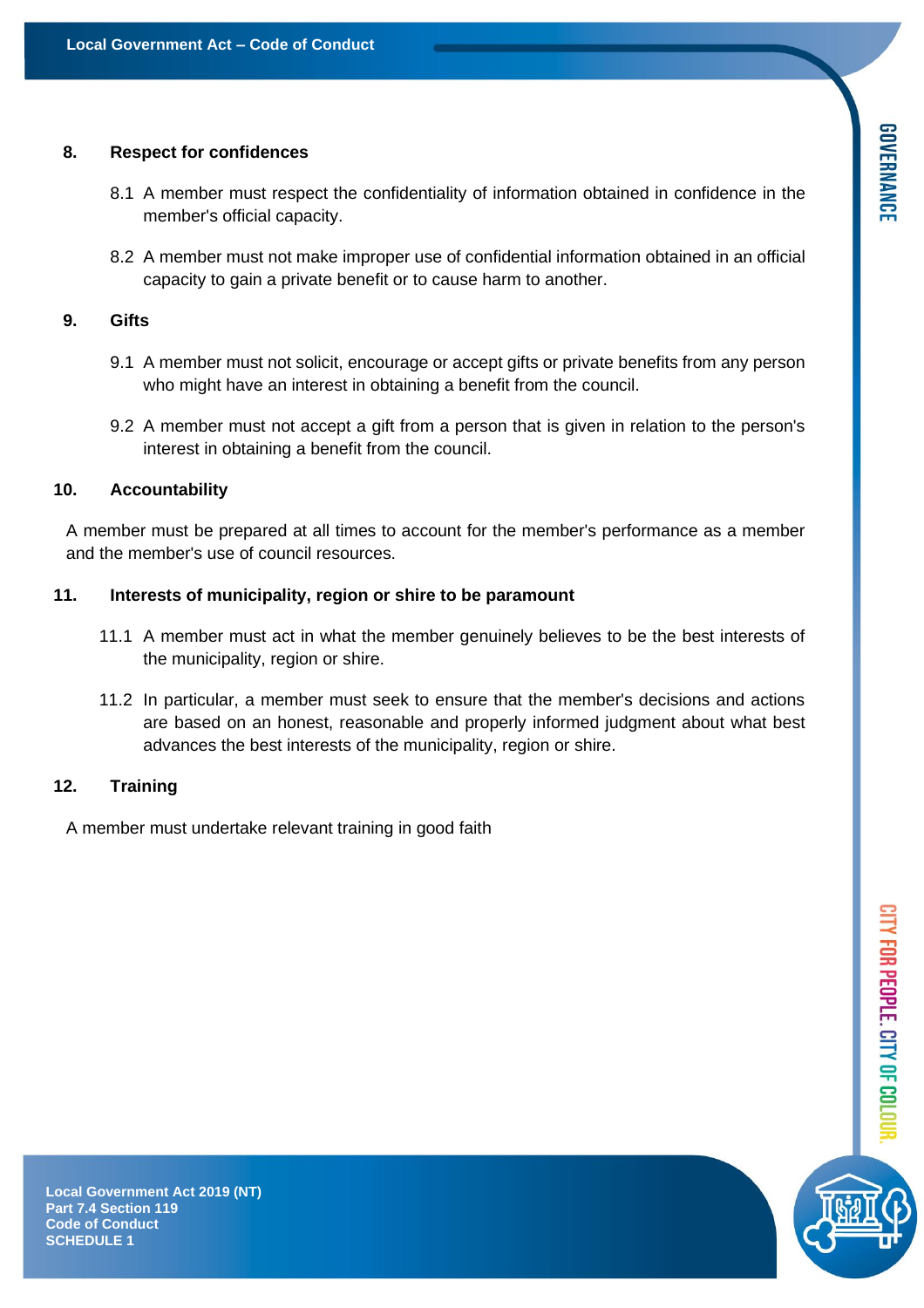## 8. Respect for confidences

8.1 A member must respect the confidentiality of information obtained in confidence in the member's official capacity.

8.2 A member must not make improper use of confidential information obtained in an official capacity to gain a private benefit or to cause harm to another.

## 9. Gifts

9.1 A member must not solicit, encourage or accept gifts or private benefits from any person who might have an interest in obtaining a benefit from the council.

9.2 A member must not accept a gift from a person that is given in relation to the person's interest in obtaining a benefit from the council.

## 10. Accountability

A member must be prepared at all times to account for the member's performance as a member and the member's use of council resources.

## 11. Interests of municipality, region or shire to be paramount

11.1 A member must act in what the member genuinely believes to be the best interests of the municipality, region or shire.

11.2 In particular, a member must seek to ensure that the member's decisions and actions are based on an honest, reasonable and properly informed judgment about what best advances the best interests of the municipality, region or shire.

## 12. Training

A member must undertake relevant training in good faith